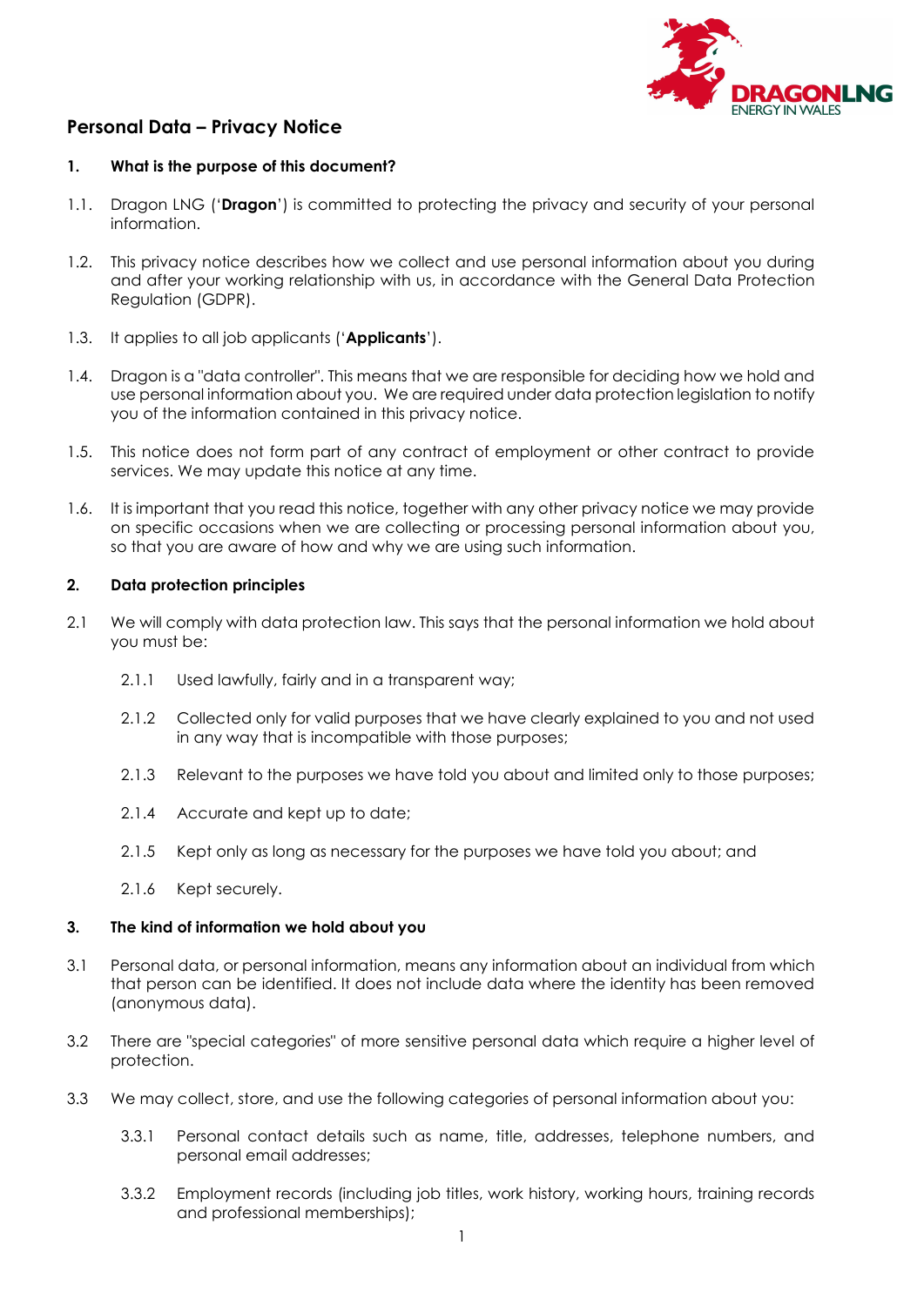# Personal Data – Privacy Notice

## 1. What is the purpose of this document?

1.1. Dragon LNG ('**Dragon**') is committed to protecting the privacy and security of your personal information.

1.2. This privacy notice describes how we collect and use personal information about you during and after your working relationship with us, in accordance with the General Data Protection Regulation (GDPR).

1.3. It applies to all job applicants ('**Applicants**').

1.4. Dragon is a "data controller". This means that we are responsible for deciding how we hold and use personal information about you. We are required under data protection legislation to notify you of the information contained in this privacy notice.

1.5. This notice does not form part of any contract of employment or other contract to provide services. We may update this notice at any time.

1.6. It is important that you read this notice, together with any other privacy notice we may provide on specific occasions when we are collecting or processing personal information about you, so that you are aware of how and why we are using such information.

## 2. Data protection principles

2.1 We will comply with data protection law. This says that the personal information we hold about you must be:

2.1.1 Used lawfully, fairly and in a transparent way;

2.1.2 Collected only for valid purposes that we have clearly explained to you and not used in any way that is incompatible with those purposes;

2.1.3 Relevant to the purposes we have told you about and limited only to those purposes;

2.1.4 Accurate and kept up to date;

2.1.5 Kept only as long as necessary for the purposes we have told you about; and

2.1.6 Kept securely.

## 3. The kind of information we hold about you

3.1 Personal data, or personal information, means any information about an individual from which that person can be identified. It does not include data where the identity has been removed (anonymous data).

3.2 There are "special categories" of more sensitive personal data which require a higher level of protection.

3.3 We may collect, store, and use the following categories of personal information about you:

3.3.1 Personal contact details such as name, title, addresses, telephone numbers, and personal email addresses;

3.3.2 Employment records (including job titles, work history, working hours, training records and professional memberships);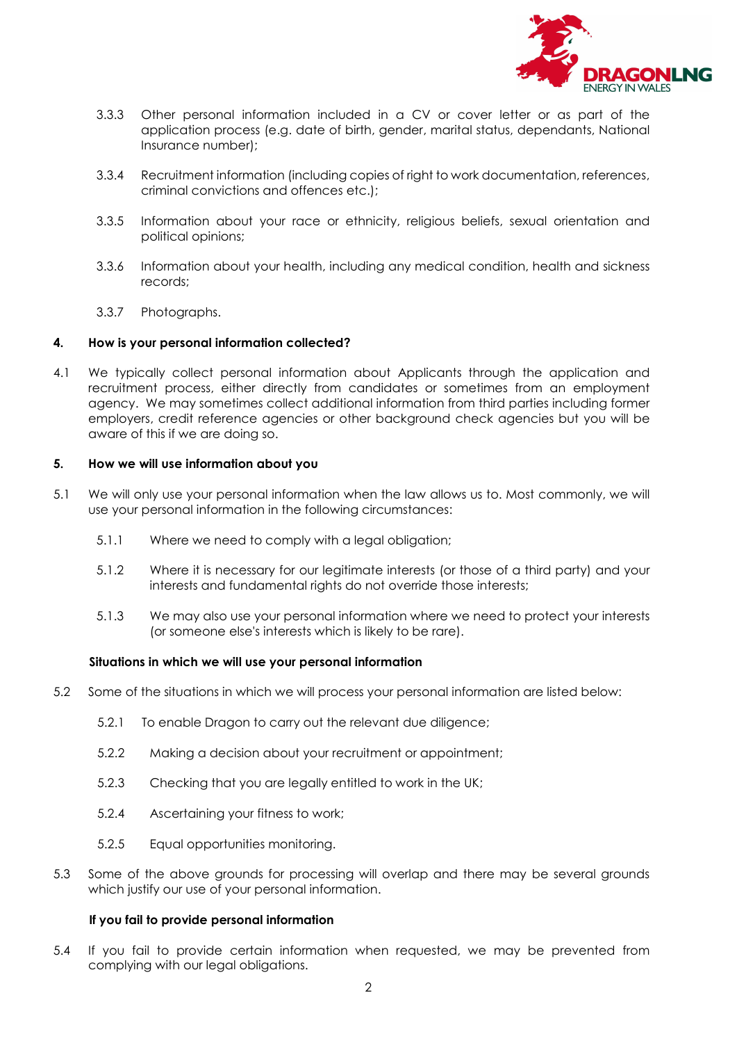3.3.3 Other personal information included in a CV or cover letter or as part of the application process (e.g. date of birth, gender, marital status, dependants, National Insurance number);

3.3.4 Recruitment information (including copies of right to work documentation, references, criminal convictions and offences etc.);

3.3.5 Information about your race or ethnicity, religious beliefs, sexual orientation and political opinions;

3.3.6 Information about your health, including any medical condition, health and sickness records;

3.3.7 Photographs.

## 4. How is your personal information collected?

4.1 We typically collect personal information about Applicants through the application and recruitment process, either directly from candidates or sometimes from an employment agency. We may sometimes collect additional information from third parties including former employers, credit reference agencies or other background check agencies but you will be aware of this if we are doing so.

## 5. How we will use information about you

5.1 We will only use your personal information when the law allows us to. Most commonly, we will use your personal information in the following circumstances:

5.1.1 Where we need to comply with a legal obligation;

5.1.2 Where it is necessary for our legitimate interests (or those of a third party) and your interests and fundamental rights do not override those interests;

5.1.3 We may also use your personal information where we need to protect your interests (or someone else's interests which is likely to be rare).

### Situations in which we will use your personal information

5.2 Some of the situations in which we will process your personal information are listed below:

5.2.1 To enable Dragon to carry out the relevant due diligence;

5.2.2 Making a decision about your recruitment or appointment;

5.2.3 Checking that you are legally entitled to work in the UK;

5.2.4 Ascertaining your fitness to work;

5.2.5 Equal opportunities monitoring.

5.3 Some of the above grounds for processing will overlap and there may be several grounds which justify our use of your personal information.

### If you fail to provide personal information

5.4 If you fail to provide certain information when requested, we may be prevented from complying with our legal obligations.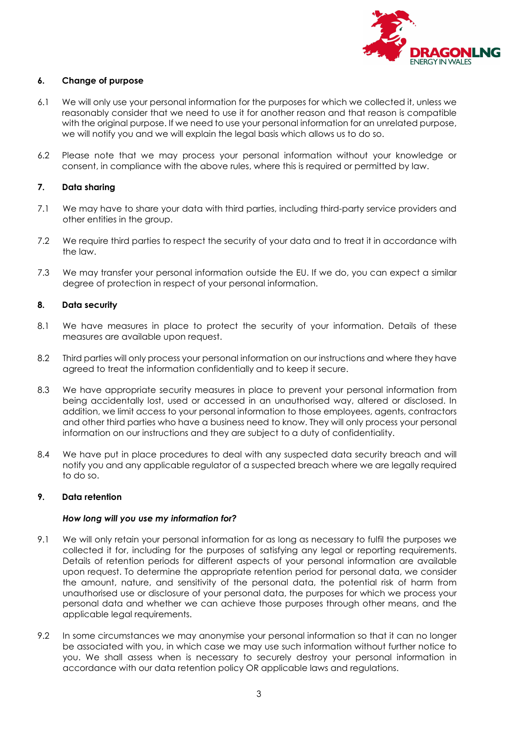## 6. Change of purpose

6.1 We will only use your personal information for the purposes for which we collected it, unless we reasonably consider that we need to use it for another reason and that reason is compatible with the original purpose. If we need to use your personal information for an unrelated purpose, we will notify you and we will explain the legal basis which allows us to do so.

6.2 Please note that we may process your personal information without your knowledge or consent, in compliance with the above rules, where this is required or permitted by law.

## 7. Data sharing

7.1 We may have to share your data with third parties, including third-party service providers and other entities in the group.

7.2 We require third parties to respect the security of your data and to treat it in accordance with the law.

7.3 We may transfer your personal information outside the EU. If we do, you can expect a similar degree of protection in respect of your personal information.

## 8. Data security

8.1 We have measures in place to protect the security of your information. Details of these measures are available upon request.

8.2 Third parties will only process your personal information on our instructions and where they have agreed to treat the information confidentially and to keep it secure.

8.3 We have appropriate security measures in place to prevent your personal information from being accidentally lost, used or accessed in an unauthorised way, altered or disclosed. In addition, we limit access to your personal information to those employees, agents, contractors and other third parties who have a business need to know. They will only process your personal information on our instructions and they are subject to a duty of confidentiality.

8.4 We have put in place procedures to deal with any suspected data security breach and will notify you and any applicable regulator of a suspected breach where we are legally required to do so.

## 9. Data retention

***How long will you use my information for?***

9.1 We will only retain your personal information for as long as necessary to fulfil the purposes we collected it for, including for the purposes of satisfying any legal or reporting requirements. Details of retention periods for different aspects of your personal information are available upon request. To determine the appropriate retention period for personal data, we consider the amount, nature, and sensitivity of the personal data, the potential risk of harm from unauthorised use or disclosure of your personal data, the purposes for which we process your personal data and whether we can achieve those purposes through other means, and the applicable legal requirements.

9.2 In some circumstances we may anonymise your personal information so that it can no longer be associated with you, in which case we may use such information without further notice to you. We shall assess when is necessary to securely destroy your personal information in accordance with our data retention policy OR applicable laws and regulations.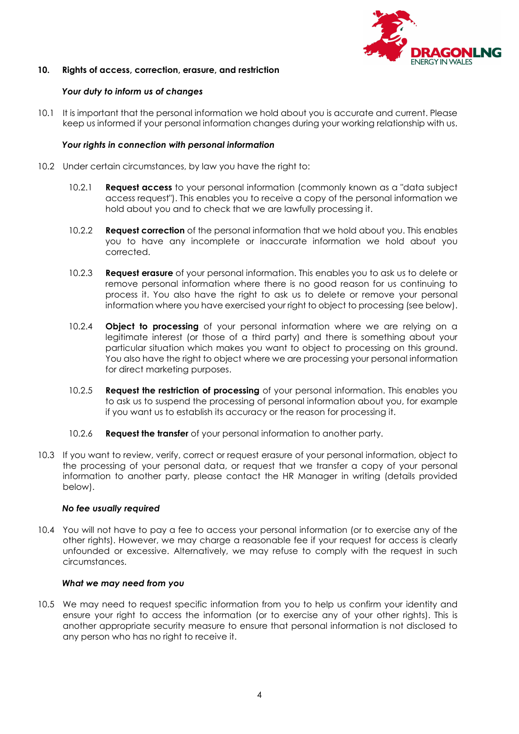## 10. Rights of access, correction, erasure, and restriction

***Your duty to inform us of changes***

10.1 It is important that the personal information we hold about you is accurate and current. Please keep us informed if your personal information changes during your working relationship with us.

***Your rights in connection with personal information***

10.2 Under certain circumstances, by law you have the right to:

10.2.1 **Request access** to your personal information (commonly known as a "data subject access request"). This enables you to receive a copy of the personal information we hold about you and to check that we are lawfully processing it.

10.2.2 **Request correction** of the personal information that we hold about you. This enables you to have any incomplete or inaccurate information we hold about you corrected.

10.2.3 **Request erasure** of your personal information. This enables you to ask us to delete or remove personal information where there is no good reason for us continuing to process it. You also have the right to ask us to delete or remove your personal information where you have exercised your right to object to processing (see below).

10.2.4 **Object to processing** of your personal information where we are relying on a legitimate interest (or those of a third party) and there is something about your particular situation which makes you want to object to processing on this ground. You also have the right to object where we are processing your personal information for direct marketing purposes.

10.2.5 **Request the restriction of processing** of your personal information. This enables you to ask us to suspend the processing of personal information about you, for example if you want us to establish its accuracy or the reason for processing it.

10.2.6 **Request the transfer** of your personal information to another party.

10.3 If you want to review, verify, correct or request erasure of your personal information, object to the processing of your personal data, or request that we transfer a copy of your personal information to another party, please contact the HR Manager in writing (details provided below).

***No fee usually required***

10.4 You will not have to pay a fee to access your personal information (or to exercise any of the other rights). However, we may charge a reasonable fee if your request for access is clearly unfounded or excessive. Alternatively, we may refuse to comply with the request in such circumstances.

***What we may need from you***

10.5 We may need to request specific information from you to help us confirm your identity and ensure your right to access the information (or to exercise any of your other rights). This is another appropriate security measure to ensure that personal information is not disclosed to any person who has no right to receive it.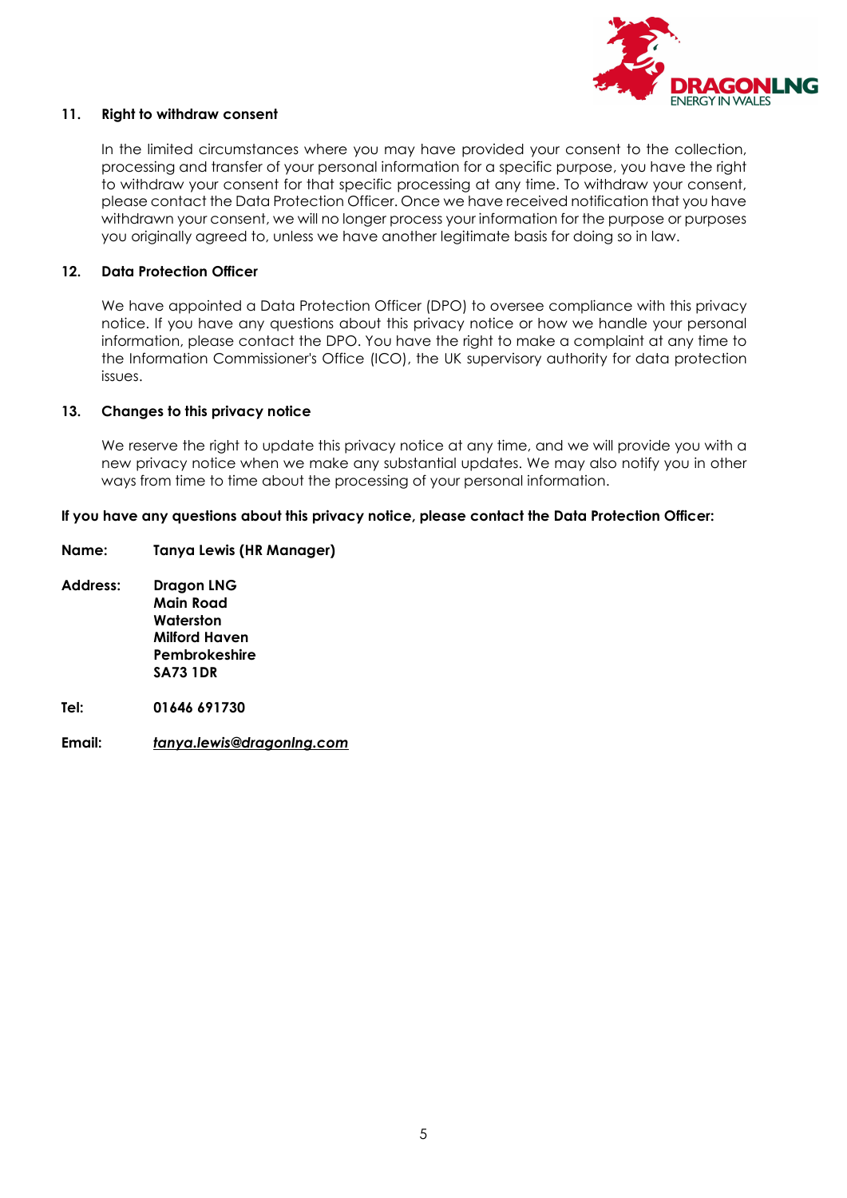### 11. Right to withdraw consent

In the limited circumstances where you may have provided your consent to the collection, processing and transfer of your personal information for a specific purpose, you have the right to withdraw your consent for that specific processing at any time. To withdraw your consent, please contact the Data Protection Officer. Once we have received notification that you have withdrawn your consent, we will no longer process your information for the purpose or purposes you originally agreed to, unless we have another legitimate basis for doing so in law.

### 12. Data Protection Officer

We have appointed a Data Protection Officer (DPO) to oversee compliance with this privacy notice. If you have any questions about this privacy notice or how we handle your personal information, please contact the DPO. You have the right to make a complaint at any time to the Information Commissioner's Office (ICO), the UK supervisory authority for data protection issues.

### 13. Changes to this privacy notice

We reserve the right to update this privacy notice at any time, and we will provide you with a new privacy notice when we make any substantial updates. We may also notify you in other ways from time to time about the processing of your personal information.

**If you have any questions about this privacy notice, please contact the Data Protection Officer:**

**Name:** **Tanya Lewis (HR Manager)**

**Address:** **Dragon LNG**
**Main Road**
**Waterston**
**Milford Haven**
**Pembrokeshire**
**SA73 1DR**

**Tel:** **01646 691730**

**Email:** ***tanya.lewis@dragonlng.com***